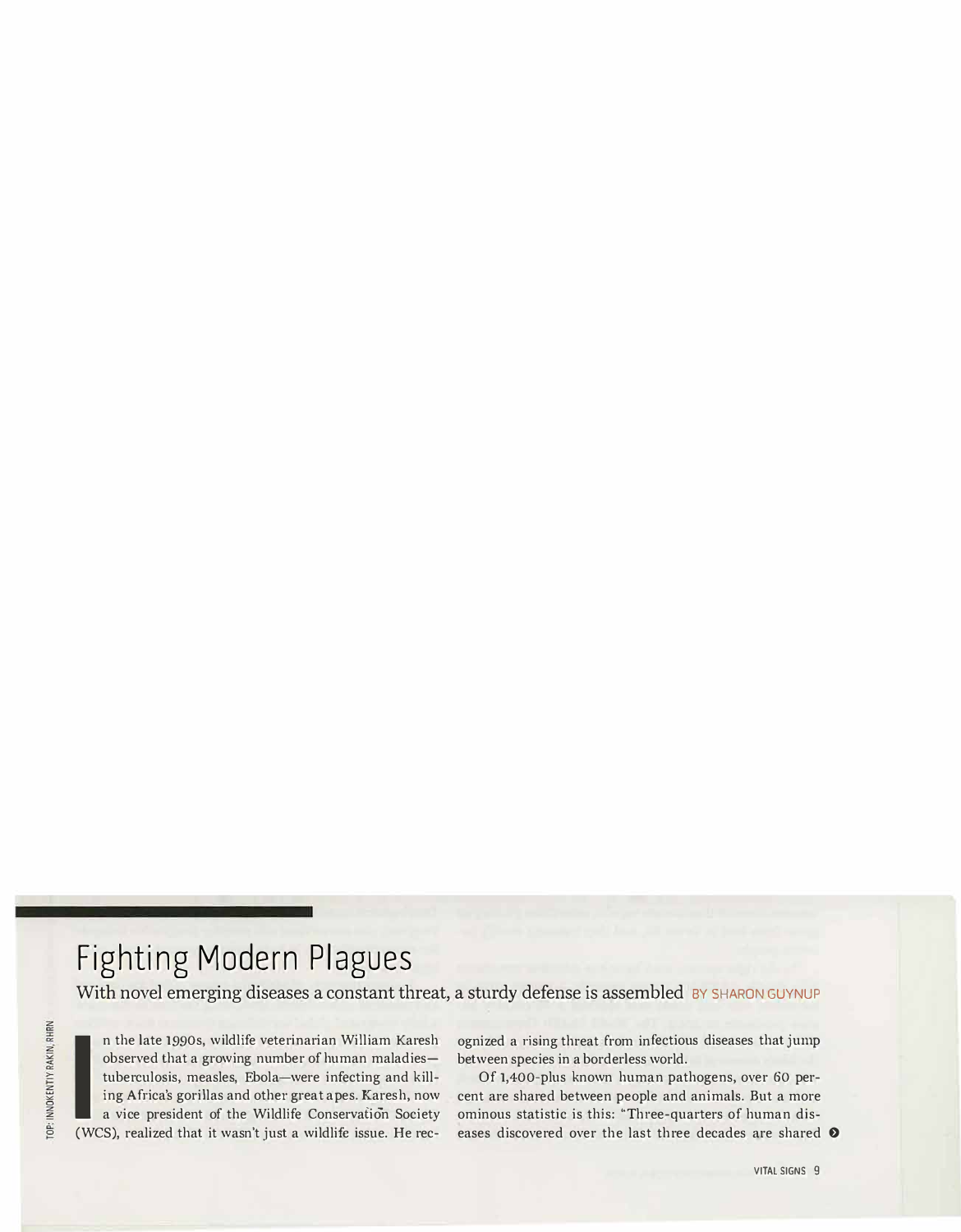# Fighting Modern Plagues

## With novel emerging diseases a constant threat, a sturdy defense is assembled BY SHARON GUYNUP

TOP: INNOKENTIY RAKIN, RHRN

In the late 1990s, wildlife veterinarian William Karesh observed that a growing number of human maladies—tuberculosis, measles, Ebola—were infecting and killing Africa's gorillas and other great apes. Karesh, now a vice president of the Wildlife Conservation Society (WCS), realized that it wasn't just a wildlife issue. He recognized a rising threat from infectious diseases that jump between species in a borderless world.

Of 1,400-plus known human pathogens, over 60 percent are shared between people and animals. But a more ominous statistic is this: "Three-quarters of human diseases discovered over the last three decades are shared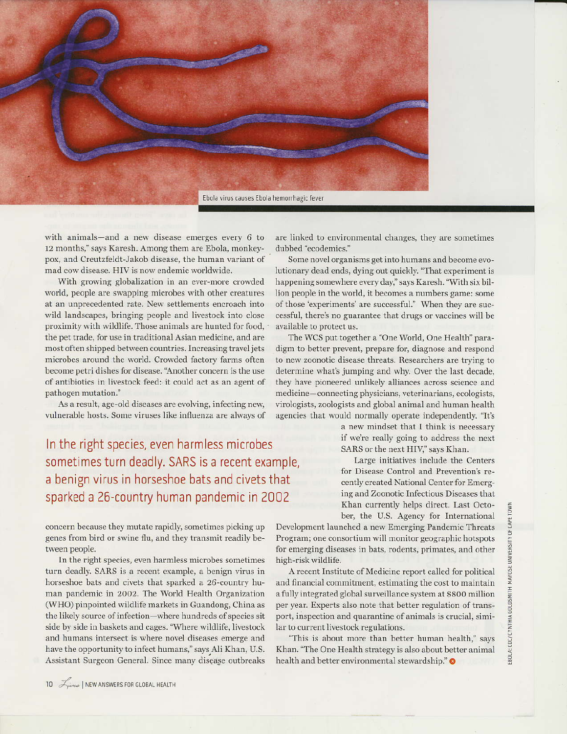Ebola virus causes Ebola hemorrhagic fever

with animals—and a new disease emerges every 6 to 12 months," says Karesh. Among them are Ebola, monkeypox, and Creutzfeldt-Jakob disease, the human variant of mad cow disease. HIV is now endemic worldwide.

With growing globalization in an ever-more crowded world, people are swapping microbes with other creatures at an unprecedented rate. New settlements encroach into wild landscapes, bringing people and livestock into close proximity with wildlife. Those animals are hunted for food, the pet trade, for use in traditional Asian medicine, and are most often shipped between countries. Increasing travel jets microbes around the world. Crowded factory farms often become petri dishes for disease. "Another concern is the use of antibiotics in livestock feed: it could act as an agent of pathogen mutation."

As a result, age-old diseases are evolving, infecting new, vulnerable hosts. Some viruses like influenza are always of concern because they mutate rapidly, sometimes picking up genes from bird or swine flu, and they transmit readily between people.

> In the right species, even harmless microbes sometimes turn deadly. SARS is a recent example, a benign virus in horseshoe bats and civets that sparked a 26-country human pandemic in 2002

In the right species, even harmless microbes sometimes turn deadly. SARS is a recent example, a benign virus in horseshoe bats and civets that sparked a 26-country human pandemic in 2002. The World Health Organization (WHO) pinpointed wildlife markets in Guandong, China as the likely source of infection—where hundreds of species sit side by side in baskets and cages. "Where wildlife, livestock and humans intersect is where novel diseases emerge and have the opportunity to infect humans," says Ali Khan, U.S. Assistant Surgeon General. Since many disease outbreaks are linked to environmental changes, they are sometimes dubbed "ecodemics."

Some novel organisms get into humans and become evolutionary dead ends, dying out quickly. "That experiment is happening somewhere every day," says Karesh. "With six billion people in the world, it becomes a numbers game: some of those 'experiments' are successful." When they are successful, there's no guarantee that drugs or vaccines will be available to protect us.

The WCS put together a "One World, One Health" paradigm to better prevent, prepare for, diagnose and respond to new zoonotic disease threats. Researchers are trying to determine what's jumping and why. Over the last decade, they have pioneered unlikely alliances across science and medicine—connecting physicians, veterinarians, ecologists, virologists, zoologists and global animal and human health agencies that would normally operate independently. "It's a new mindset that I think is necessary if we're really going to address the next SARS or the next HIV," says Khan.

Large initiatives include the Centers for Disease Control and Prevention's recently created National Center for Emerging and Zoonotic Infectious Diseases that Khan currently helps direct. Last October, the U.S. Agency for International Development launched a new Emerging Pandemic Threats Program; one consortium will monitor geographic hotspots for emerging diseases in bats, rodents, primates, and other high-risk wildlife.

A recent Institute of Medicine report called for political and financial commitment, estimating the cost to maintain a fully integrated global surveillance system at $800 million per year. Experts also note that better regulation of transport, inspection and quarantine of animals is crucial, similar to current livestock regulations.

"This is about more than better human health," says Khan. "The One Health strategy is also about better animal health and better environmental stewardship."

EBOLA: CDC/CYNTHIA GOLDSMITH. MAYOSI: UNIVERSITY OF CAPE TOWN